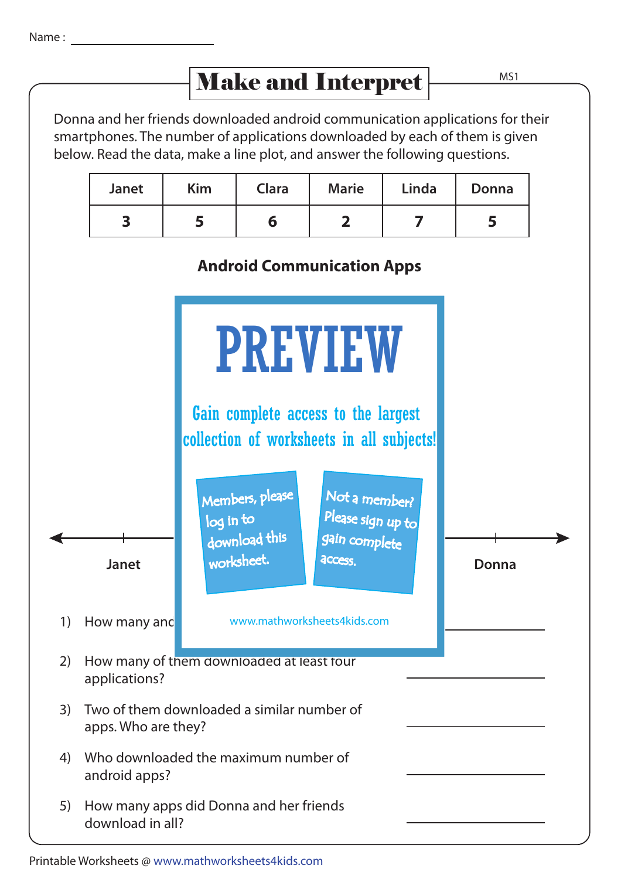Name : ____________________

# Make and Interpret

MS1

Donna and her friends downloaded android communication applications for their smartphones. The number of applications downloaded by each of them is given below. Read the data, make a line plot, and answer the following questions.

| Janet | Kim | Clara | Marie | Linda | Donna |
|---|---|---|---|---|---|
| 3 | 5 | 6 | 2 | 7 | 5 |

**Android Communication Apps**

PREVIEW

Gain complete access to the largest collection of worksheets in all subjects!

Members, please log in to download this worksheet.

Not a member? Please sign up to gain complete access.

www.mathworksheets4kids.com

Janet

Donna

1) How many anc ____________________

2) How many of them downloaded at least four applications? ____________________

3) Two of them downloaded a similar number of apps. Who are they? ____________________

4) Who downloaded the maximum number of android apps? ____________________

5) How many apps did Donna and her friends download in all? ____________________

Printable Worksheets @ www.mathworksheets4kids.com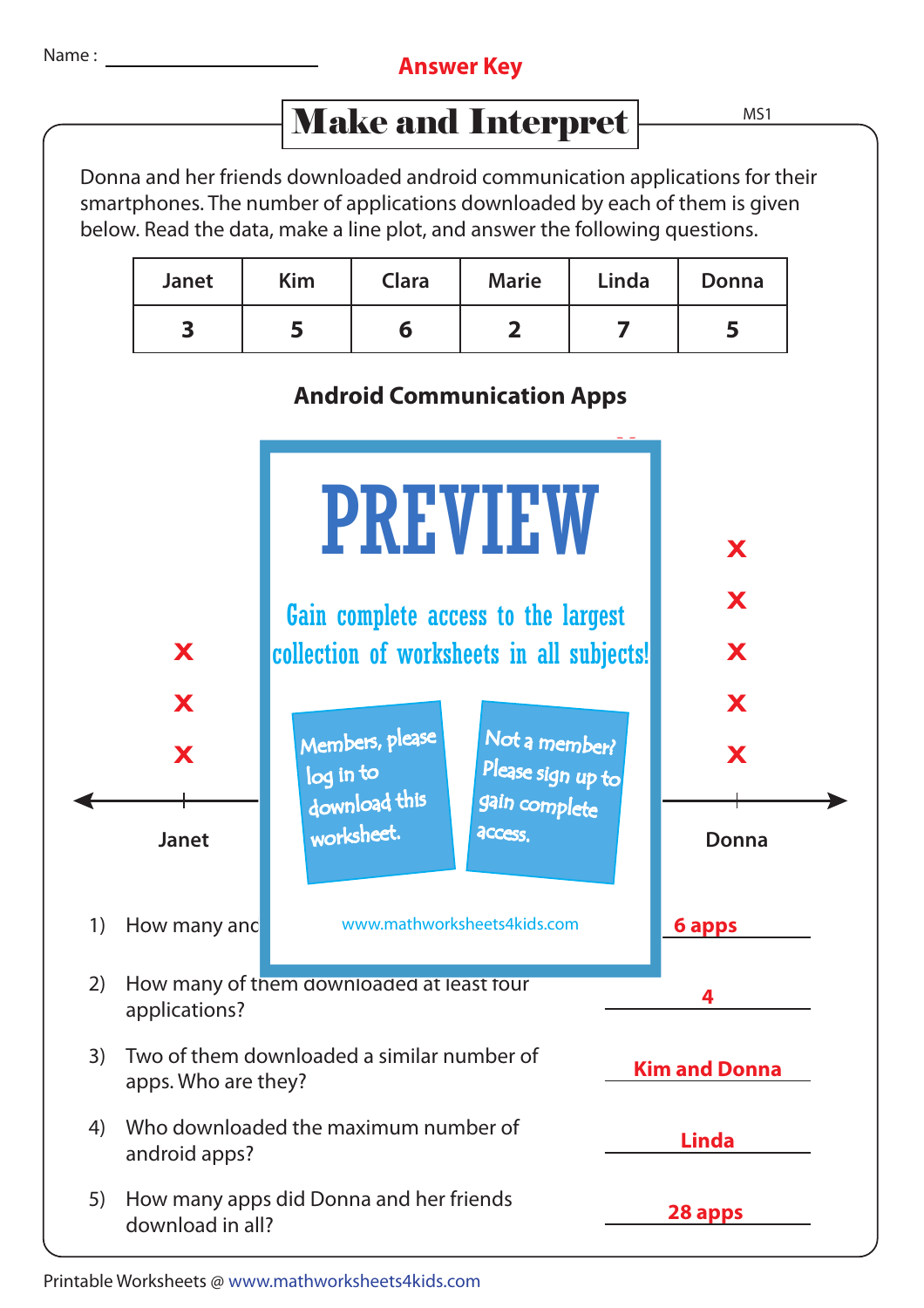Name : ____________

**Answer Key**

# Make and Interpret

MS1

Donna and her friends downloaded android communication applications for their smartphones. The number of applications downloaded by each of them is given below. Read the data, make a line plot, and answer the following questions.

| Janet | Kim | Clara | Marie | Linda | Donna |
|---|---|---|---|---|---|
| 3 | 5 | 6 | 2 | 7 | 5 |

**Android Communication Apps**

Janet

Donna

PREVIEW

Gain complete access to the largest collection of worksheets in all subjects!

Members, please log in to download this worksheet.

Not a member? Please sign up to gain complete access.

www.mathworksheets4kids.com

1) How many anc **6 apps**

2) How many of them downloaded at least four applications? **4**

3) Two of them downloaded a similar number of apps. Who are they? **Kim and Donna**

4) Who downloaded the maximum number of android apps? **Linda**

5) How many apps did Donna and her friends download in all? **28 apps**

Printable Worksheets @ www.mathworksheets4kids.com